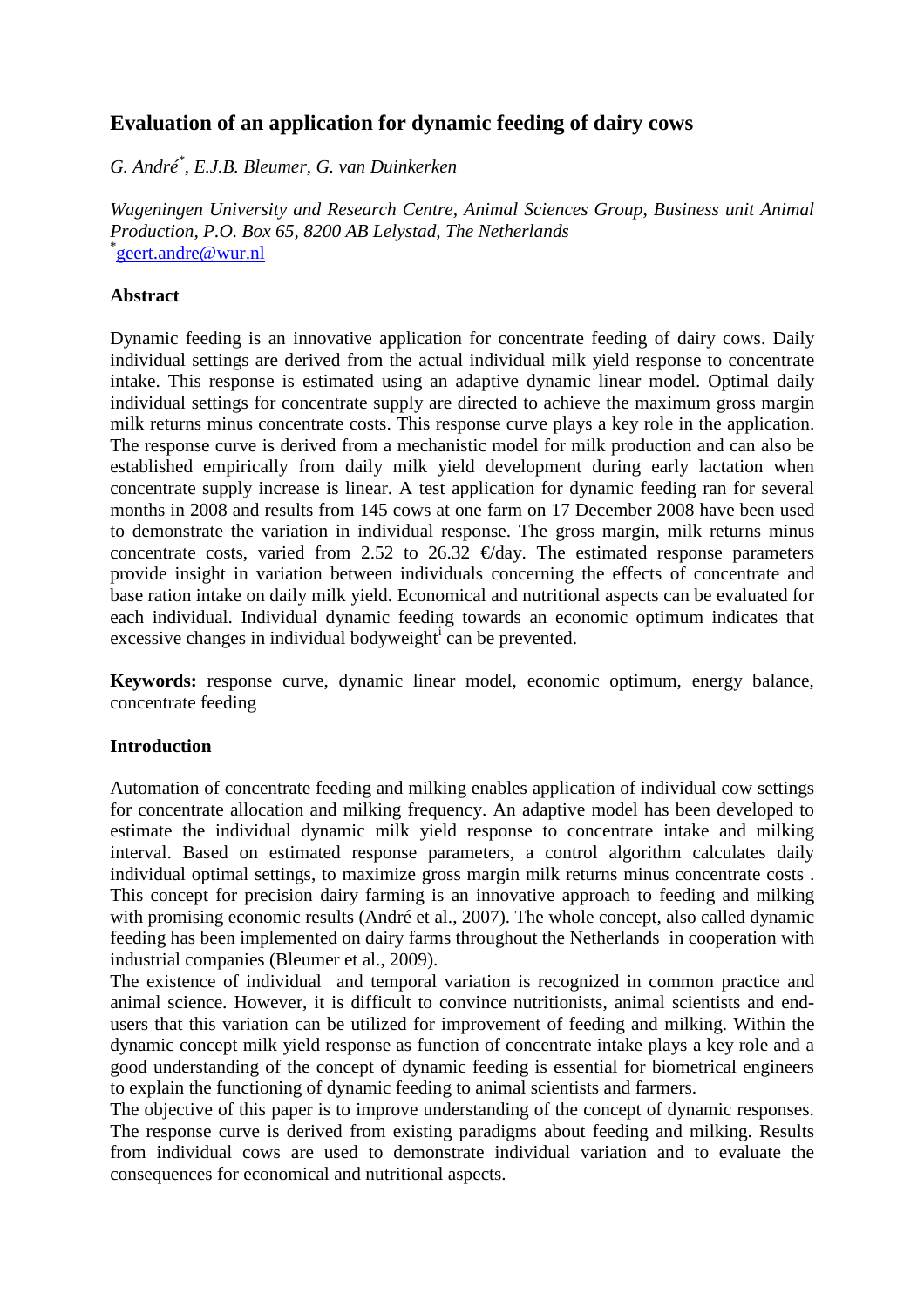# Evaluation of an application for dynamic feeding of dairy cows

*G. André[*], E.J.B. Bleumer, G. van Duinkerken*

*Wageningen University and Research Centre, Animal Sciences Group, Business unit Animal Production, P.O. Box 65, 8200 AB Lelystad, The Netherlands*
[*]geert.andre@wur.nl

**Abstract**

Dynamic feeding is an innovative application for concentrate feeding of dairy cows. Daily individual settings are derived from the actual individual milk yield response to concentrate intake. This response is estimated using an adaptive dynamic linear model. Optimal daily individual settings for concentrate supply are directed to achieve the maximum gross margin milk returns minus concentrate costs. This response curve plays a key role in the application. The response curve is derived from a mechanistic model for milk production and can also be established empirically from daily milk yield development during early lactation when concentrate supply increase is linear. A test application for dynamic feeding ran for several months in 2008 and results from 145 cows at one farm on 17 December 2008 have been used to demonstrate the variation in individual response. The gross margin, milk returns minus concentrate costs, varied from 2.52 to 26.32 €/day. The estimated response parameters provide insight in variation between individuals concerning the effects of concentrate and base ration intake on daily milk yield. Economical and nutritional aspects can be evaluated for each individual. Individual dynamic feeding towards an economic optimum indicates that excessive changes in individual bodyweight[i] can be prevented.

**Keywords:** response curve, dynamic linear model, economic optimum, energy balance, concentrate feeding

**Introduction**

Automation of concentrate feeding and milking enables application of individual cow settings for concentrate allocation and milking frequency. An adaptive model has been developed to estimate the individual dynamic milk yield response to concentrate intake and milking interval. Based on estimated response parameters, a control algorithm calculates daily individual optimal settings, to maximize gross margin milk returns minus concentrate costs . This concept for precision dairy farming is an innovative approach to feeding and milking with promising economic results (André et al., 2007). The whole concept, also called dynamic feeding has been implemented on dairy farms throughout the Netherlands in cooperation with industrial companies (Bleumer et al., 2009).

The existence of individual and temporal variation is recognized in common practice and animal science. However, it is difficult to convince nutritionists, animal scientists and end-users that this variation can be utilized for improvement of feeding and milking. Within the dynamic concept milk yield response as function of concentrate intake plays a key role and a good understanding of the concept of dynamic feeding is essential for biometrical engineers to explain the functioning of dynamic feeding to animal scientists and farmers.

The objective of this paper is to improve understanding of the concept of dynamic responses. The response curve is derived from existing paradigms about feeding and milking. Results from individual cows are used to demonstrate individual variation and to evaluate the consequences for economical and nutritional aspects.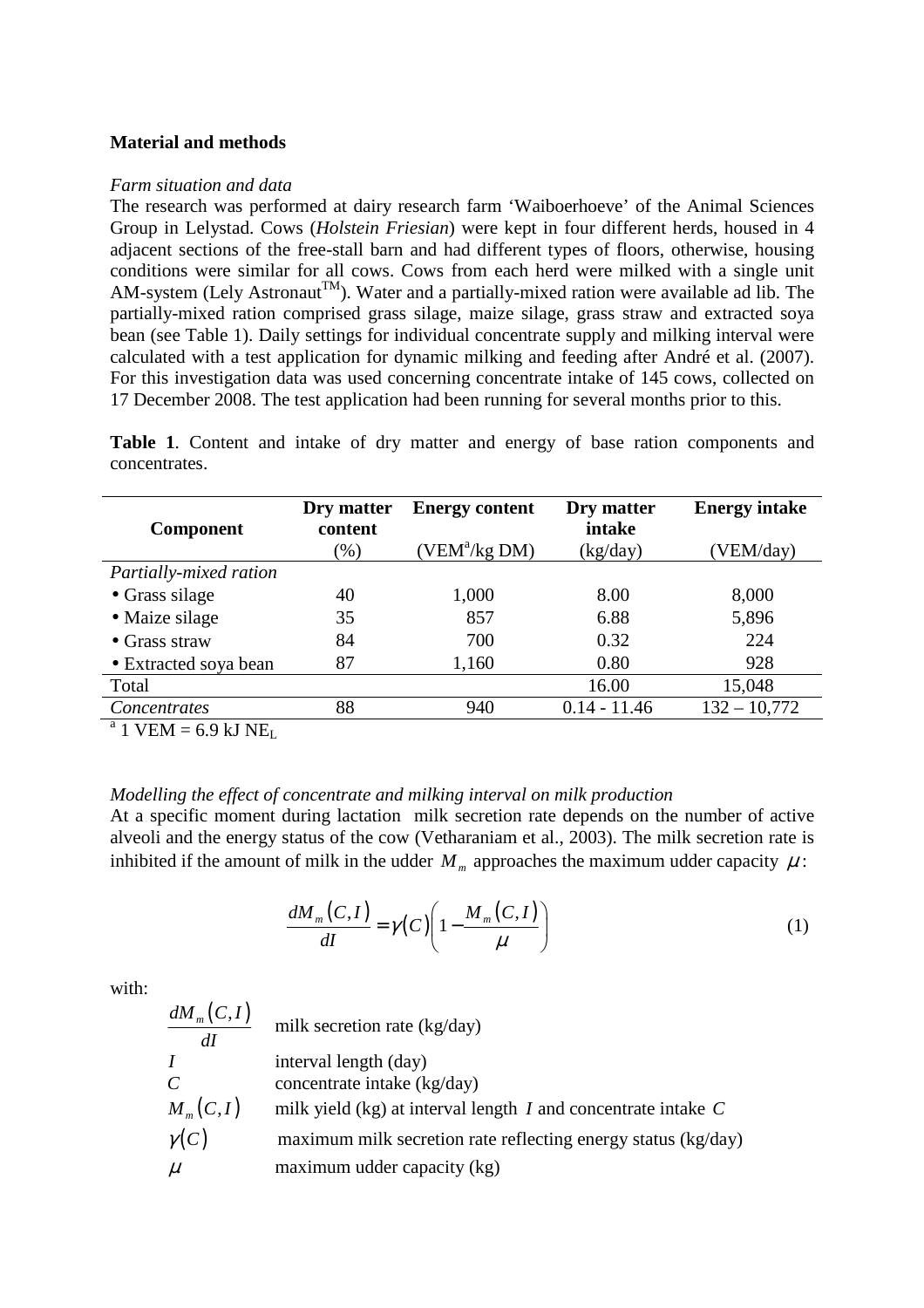**Material and methods**

*Farm situation and data*

The research was performed at dairy research farm 'Waiboerhoeve' of the Animal Sciences Group in Lelystad. Cows (*Holstein Friesian*) were kept in four different herds, housed in 4 adjacent sections of the free-stall barn and had different types of floors, otherwise, housing conditions were similar for all cows. Cows from each herd were milked with a single unit AM-system (Lely Astronaut[TM]). Water and a partially-mixed ration were available ad lib. The partially-mixed ration comprised grass silage, maize silage, grass straw and extracted soya bean (see Table 1). Daily settings for individual concentrate supply and milking interval were calculated with a test application for dynamic milking and feeding after André et al. (2007). For this investigation data was used concerning concentrate intake of 145 cows, collected on 17 December 2008. The test application had been running for several months prior to this.

**Table 1**. Content and intake of dry matter and energy of base ration components and concentrates.

| Component | Dry matter content | Energy content | Dry matter intake | Energy intake |
|---|---|---|---|---|
| | (%) | (VEM[a]/kg DM) | (kg/day) | (VEM/day) |
| *Partially-mixed ration* | | | | |
| • Grass silage | 40 | 1,000 | 8.00 | 8,000 |
| • Maize silage | 35 | 857 | 6.88 | 5,896 |
| • Grass straw | 84 | 700 | 0.32 | 224 |
| • Extracted soya bean | 87 | 1,160 | 0.80 | 928 |
| Total | | | 16.00 | 15,048 |
| *Concentrates* | 88 | 940 | 0.14 - 11.46 | 132 – 10,772 |

[a] 1 VEM = 6.9 kJ $NE_L$

*Modelling the effect of concentrate and milking interval on milk production*

At a specific moment during lactation milk secretion rate depends on the number of active alveoli and the energy status of the cow (Vetharaniam et al., 2003). The milk secretion rate is inhibited if the amount of milk in the udder $M_m$ approaches the maximum udder capacity $\mu$:

$$\frac{dM_m(C,I)}{dI} = \gamma(C)\left(1 - \frac{M_m(C,I)}{\mu}\right) \tag{1}$$

with:

| | |
|---|---|
| $\frac{dM_m(C,I)}{dI}$ | milk secretion rate (kg/day) |
| $I$ | interval length (day) |
| $C$ | concentrate intake (kg/day) |
| $M_m(C,I)$ | milk yield (kg) at interval length $I$ and concentrate intake $C$ |
| $\gamma(C)$ | maximum milk secretion rate reflecting energy status (kg/day) |
| $\mu$ | maximum udder capacity (kg) |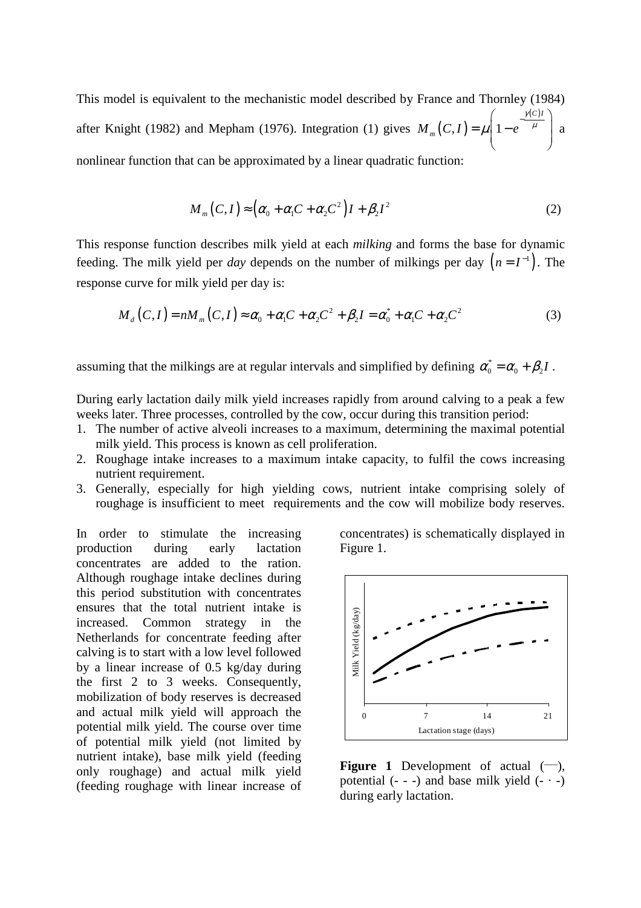This model is equivalent to the mechanistic model described by France and Thornley (1984) after Knight (1982) and Mepham (1976). Integration (1) gives $M_m(C,I) = \mu\left(1 - e^{-\frac{\gamma(C)I}{\mu}}\right)$ a nonlinear function that can be approximated by a linear quadratic function:

$$M_m(C,I) \approx \left(\alpha_0 + \alpha_1 C + \alpha_2 C^2\right) I + \beta_2 I^2 \tag{2}$$

This response function describes milk yield at each *milking* and forms the base for dynamic feeding. The milk yield per *day* depends on the number of milkings per day $\left(n = I^{-1}\right)$. The response curve for milk yield per day is:

$$M_d(C,I) = nM_m(C,I) \approx \alpha_0 + \alpha_1 C + \alpha_2 C^2 + \beta_2 I = \alpha_0^* + \alpha_1 C + \alpha_2 C^2 \tag{3}$$

assuming that the milkings are at regular intervals and simplified by defining $\alpha_0^* = \alpha_0 + \beta_2 I$.

During early lactation daily milk yield increases rapidly from around calving to a peak a few weeks later. Three processes, controlled by the cow, occur during this transition period:

1. The number of active alveoli increases to a maximum, determining the maximal potential milk yield. This process is known as cell proliferation.
2. Roughage intake increases to a maximum intake capacity, to fulfil the cows increasing nutrient requirement.
3. Generally, especially for high yielding cows, nutrient intake comprising solely of roughage is insufficient to meet requirements and the cow will mobilize body reserves.

In order to stimulate the increasing production during early lactation concentrates are added to the ration. Although roughage intake declines during this period substitution with concentrates ensures that the total nutrient intake is increased. Common strategy in the Netherlands for concentrate feeding after calving is to start with a low level followed by a linear increase of 0.5 kg/day during the first 2 to 3 weeks. Consequently, mobilization of body reserves is decreased and actual milk yield will approach the potential milk yield. The course over time of potential milk yield (not limited by nutrient intake), base milk yield (feeding only roughage) and actual milk yield (feeding roughage with linear increase of concentrates) is schematically displayed in Figure 1.

**Figure 1** Development of actual (—), potential (- - -) and base milk yield (- · -) during early lactation.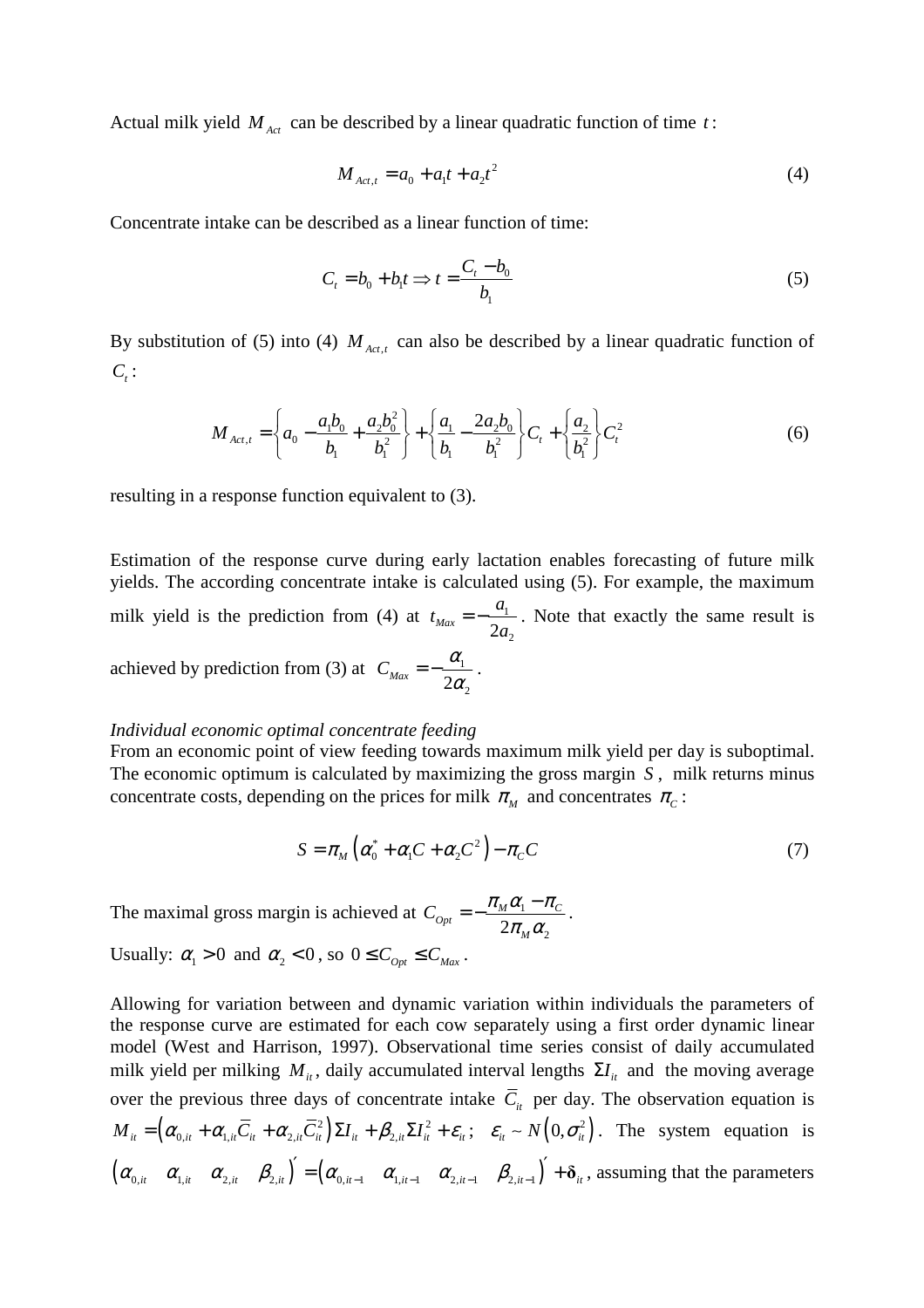Actual milk yield $M_{Act}$ can be described by a linear quadratic function of time $t$:

$$M_{Act,t} = a_0 + a_1 t + a_2 t^2 \tag{4}$$

Concentrate intake can be described as a linear function of time:

$$C_t = b_0 + b_1 t \Rightarrow t = \frac{C_t - b_0}{b_1} \tag{5}$$

By substitution of (5) into (4) $M_{Act,t}$ can also be described by a linear quadratic function of $C_t$:

$$M_{Act,t} = \left\{ a_0 - \frac{a_1 b_0}{b_1} + \frac{a_2 b_0^2}{b_1^2} \right\} + \left\{ \frac{a_1}{b_1} - \frac{2 a_2 b_0}{b_1^2} \right\} C_t + \left\{ \frac{a_2}{b_1^2} \right\} C_t^2 \tag{6}$$

resulting in a response function equivalent to (3).

Estimation of the response curve during early lactation enables forecasting of future milk yields. The according concentrate intake is calculated using (5). For example, the maximum milk yield is the prediction from (4) at $t_{Max} = -\frac{a_1}{2a_2}$. Note that exactly the same result is achieved by prediction from (3) at $C_{Max} = -\frac{\alpha_1}{2\alpha_2}$.

*Individual economic optimal concentrate feeding*

From an economic point of view feeding towards maximum milk yield per day is suboptimal. The economic optimum is calculated by maximizing the gross margin $S$, milk returns minus concentrate costs, depending on the prices for milk $\pi_M$ and concentrates $\pi_C$:

$$S = \pi_M \left( \alpha_0^* + \alpha_1 C + \alpha_2 C^2 \right) - \pi_C C \tag{7}$$

The maximal gross margin is achieved at $C_{Opt} = -\frac{\pi_M \alpha_1 - \pi_C}{2\pi_M \alpha_2}$.

Usually: $\alpha_1 > 0$ and $\alpha_2 < 0$, so $0 \le C_{Opt} \le C_{Max}$.

Allowing for variation between and dynamic variation within individuals the parameters of the response curve are estimated for each cow separately using a first order dynamic linear model (West and Harrison, 1997). Observational time series consist of daily accumulated milk yield per milking $M_{it}$, daily accumulated interval lengths $\Sigma I_{it}$ and the moving average over the previous three days of concentrate intake $\bar{C}_{it}$ per day. The observation equation is $M_{it} = \left( \alpha_{0,it} + \alpha_{1,it} \bar{C}_{it} + \alpha_{2,it} \bar{C}_{it}^2 \right) \Sigma I_{it} + \beta_{2,it} \Sigma I_{it}^2 + \varepsilon_{it}$; $\varepsilon_{it} \sim N\left(0, \sigma_{it}^2\right)$. The system equation is $\left( \alpha_{0,it} \quad \alpha_{1,it} \quad \alpha_{2,it} \quad \beta_{2,it} \right)' = \left( \alpha_{0,it-1} \quad \alpha_{1,it-1} \quad \alpha_{2,it-1} \quad \beta_{2,it-1} \right)' + \boldsymbol{\delta}_{it}$, assuming that the parameters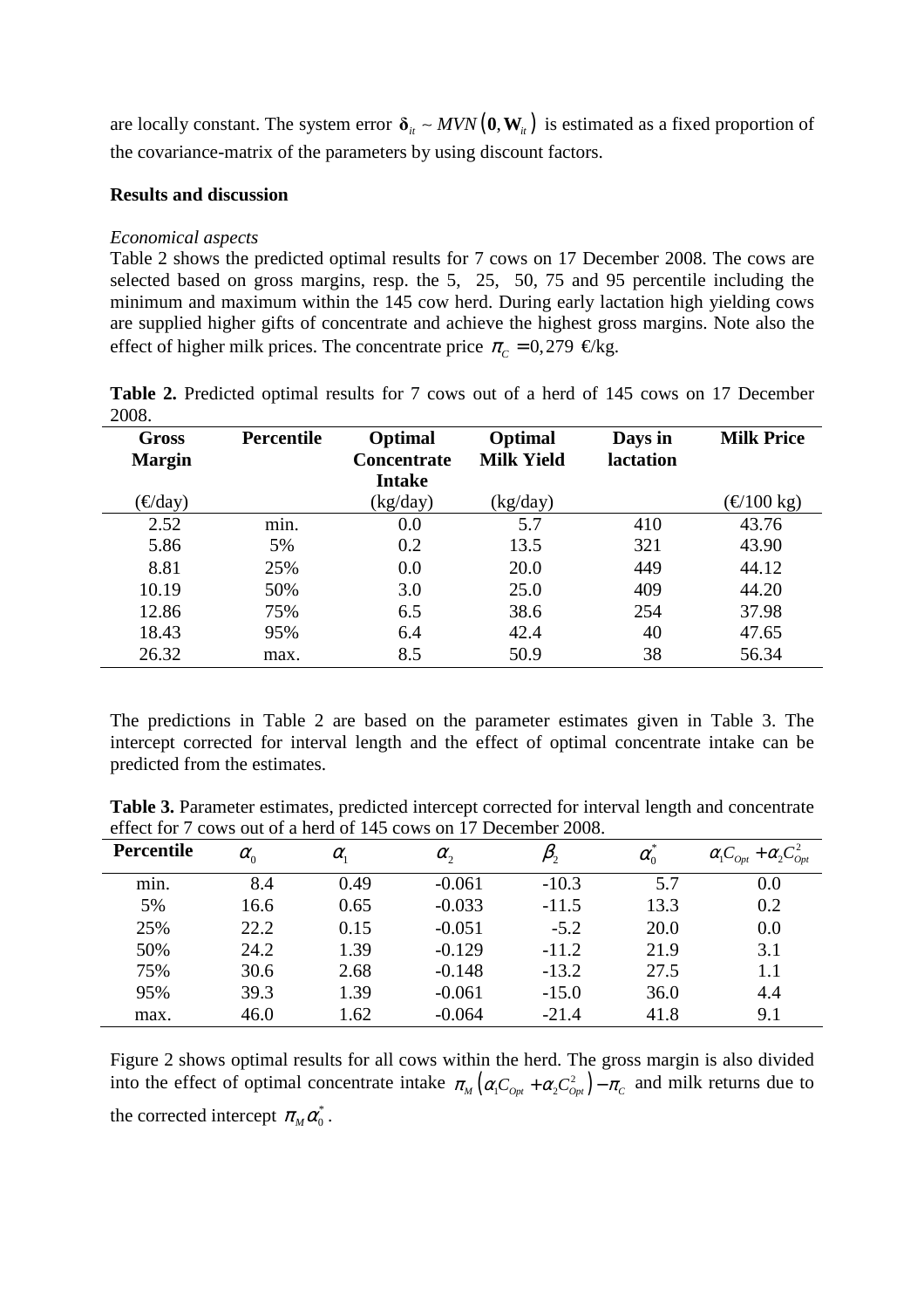are locally constant. The system error $\boldsymbol{\delta}_{it} \sim MVN\left(\mathbf{0}, \mathbf{W}_{it}\right)$ is estimated as a fixed proportion of the covariance-matrix of the parameters by using discount factors.

## Results and discussion

### *Economical aspects*

Table 2 shows the predicted optimal results for 7 cows on 17 December 2008. The cows are selected based on gross margins, resp. the 5, 25, 50, 75 and 95 percentile including the minimum and maximum within the 145 cow herd. During early lactation high yielding cows are supplied higher gifts of concentrate and achieve the highest gross margins. Note also the effect of higher milk prices. The concentrate price $\pi_C = 0,279$ €/kg.

**Table 2.** Predicted optimal results for 7 cows out of a herd of 145 cows on 17 December 2008.

| Gross Margin | Percentile | Optimal Concentrate Intake | Optimal Milk Yield | Days in lactation | Milk Price |
|---|---|---|---|---|---|
| (€/day) | | (kg/day) | (kg/day) | | (€/100 kg) |
| 2.52 | min. | 0.0 | 5.7 | 410 | 43.76 |
| 5.86 | 5% | 0.2 | 13.5 | 321 | 43.90 |
| 8.81 | 25% | 0.0 | 20.0 | 449 | 44.12 |
| 10.19 | 50% | 3.0 | 25.0 | 409 | 44.20 |
| 12.86 | 75% | 6.5 | 38.6 | 254 | 37.98 |
| 18.43 | 95% | 6.4 | 42.4 | 40 | 47.65 |
| 26.32 | max. | 8.5 | 50.9 | 38 | 56.34 |

The predictions in Table 2 are based on the parameter estimates given in Table 3. The intercept corrected for interval length and the effect of optimal concentrate intake can be predicted from the estimates.

**Table 3.** Parameter estimates, predicted intercept corrected for interval length and concentrate effect for 7 cows out of a herd of 145 cows on 17 December 2008.

| Percentile | $\alpha_0$ | $\alpha_1$ | $\alpha_2$ | $\beta_2$ | $\alpha_0^*$ | $\alpha_1 C_{Opt} + \alpha_2 C_{Opt}^2$ |
|---|---|---|---|---|---|---|
| min. | 8.4 | 0.49 | -0.061 | -10.3 | 5.7 | 0.0 |
| 5% | 16.6 | 0.65 | -0.033 | -11.5 | 13.3 | 0.2 |
| 25% | 22.2 | 0.15 | -0.051 | -5.2 | 20.0 | 0.0 |
| 50% | 24.2 | 1.39 | -0.129 | -11.2 | 21.9 | 3.1 |
| 75% | 30.6 | 2.68 | -0.148 | -13.2 | 27.5 | 1.1 |
| 95% | 39.3 | 1.39 | -0.061 | -15.0 | 36.0 | 4.4 |
| max. | 46.0 | 1.62 | -0.064 | -21.4 | 41.8 | 9.1 |

Figure 2 shows optimal results for all cows within the herd. The gross margin is also divided into the effect of optimal concentrate intake $\pi_M\left(\alpha_1 C_{Opt} + \alpha_2 C_{Opt}^2\right) - \pi_C$ and milk returns due to the corrected intercept $\pi_M \alpha_0^*$.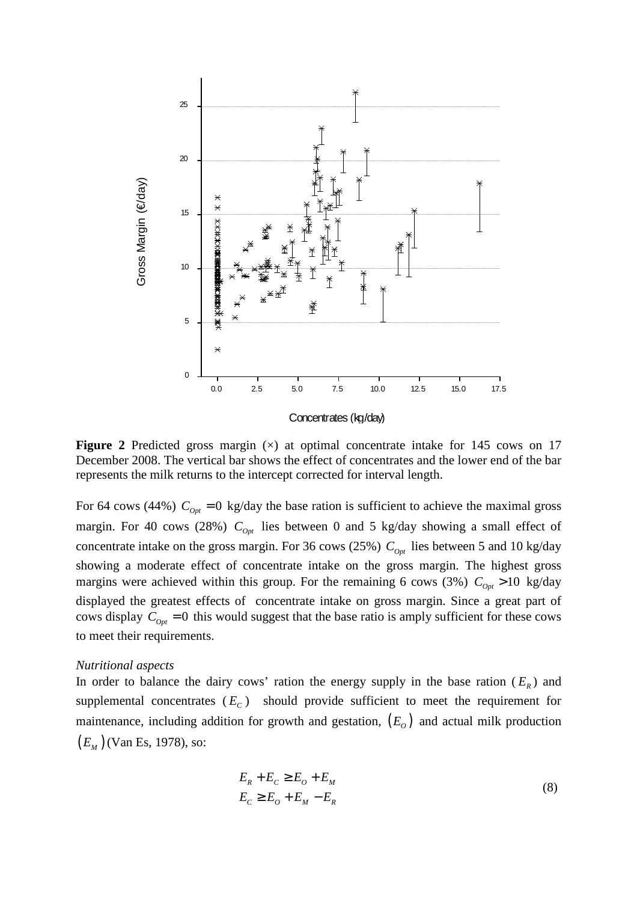**Figure 2** Predicted gross margin (×) at optimal concentrate intake for 145 cows on 17 December 2008. The vertical bar shows the effect of concentrates and the lower end of the bar represents the milk returns to the intercept corrected for interval length.

For 64 cows (44%) $C_{Opt} = 0$ kg/day the base ration is sufficient to achieve the maximal gross margin. For 40 cows (28%) $C_{Opt}$ lies between 0 and 5 kg/day showing a small effect of concentrate intake on the gross margin. For 36 cows (25%) $C_{Opt}$ lies between 5 and 10 kg/day showing a moderate effect of concentrate intake on the gross margin. The highest gross margins were achieved within this group. For the remaining 6 cows (3%) $C_{Opt} > 10$ kg/day displayed the greatest effects of concentrate intake on gross margin. Since a great part of cows display $C_{Opt} = 0$ this would suggest that the base ratio is amply sufficient for these cows to meet their requirements.

*Nutritional aspects*

In order to balance the dairy cows' ration the energy supply in the base ration ($E_R$) and supplemental concentrates ($E_C$) should provide sufficient to meet the requirement for maintenance, including addition for growth and gestation, $(E_O)$ and actual milk production $(E_M)$ (Van Es, 1978), so:

$$
\begin{aligned}
E_R + E_C &\geq E_O + E_M \\
E_C &\geq E_O + E_M - E_R
\end{aligned}
\tag{8}
$$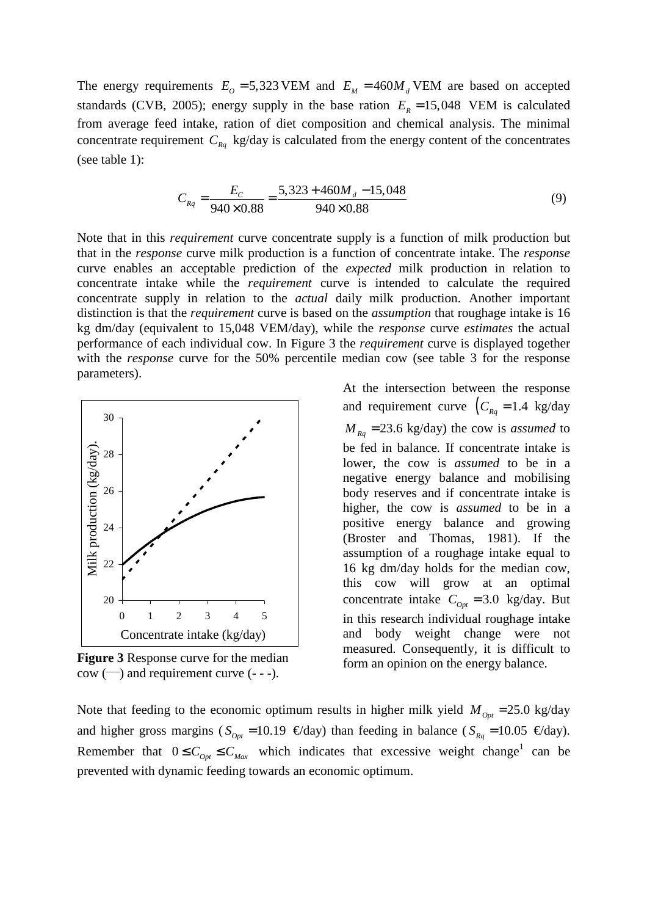The energy requirements $E_O = 5,323$ VEM and $E_M = 460M_d$ VEM are based on accepted standards (CVB, 2005); energy supply in the base ration $E_R = 15,048$ VEM is calculated from average feed intake, ration of diet composition and chemical analysis. The minimal concentrate requirement $C_{Rq}$ kg/day is calculated from the energy content of the concentrates (see table 1):

$$C_{Rq} = \frac{E_C}{940 \times 0.88} = \frac{5,323 + 460M_d - 15,048}{940 \times 0.88} \tag{9}$$

Note that in this *requirement* curve concentrate supply is a function of milk production but that in the *response* curve milk production is a function of concentrate intake. The *response* curve enables an acceptable prediction of the *expected* milk production in relation to concentrate intake while the *requirement* curve is intended to calculate the required concentrate supply in relation to the *actual* daily milk production. Another important distinction is that the *requirement* curve is based on the *assumption* that roughage intake is 16 kg dm/day (equivalent to 15,048 VEM/day), while the *response* curve *estimates* the actual performance of each individual cow. In Figure 3 the *requirement* curve is displayed together with the *response* curve for the 50% percentile median cow (see table 3 for the response parameters).

**Figure 3** Response curve for the median cow (—) and requirement curve (- - -).

At the intersection between the response and requirement curve $\left(C_{Rq} = 1.4\right.$ kg/day $M_{Rq} = 23.6$ kg/day) the cow is *assumed* to be fed in balance. If concentrate intake is lower, the cow is *assumed* to be in a negative energy balance and mobilising body reserves and if concentrate intake is higher, the cow is *assumed* to be in a positive energy balance and growing (Broster and Thomas, 1981). If the assumption of a roughage intake equal to 16 kg dm/day holds for the median cow, this cow will grow at an optimal concentrate intake $C_{Opt} = 3.0$ kg/day. But in this research individual roughage intake and body weight change were not measured. Consequently, it is difficult to form an opinion on the energy balance.

Note that feeding to the economic optimum results in higher milk yield $M_{Opt} = 25.0$ kg/day and higher gross margins ($S_{Opt} = 10.19$ €/day) than feeding in balance ($S_{Rq} = 10.05$ €/day). Remember that $0 \le C_{Opt} \le C_{Max}$ which indicates that excessive weight change[1] can be prevented with dynamic feeding towards an economic optimum.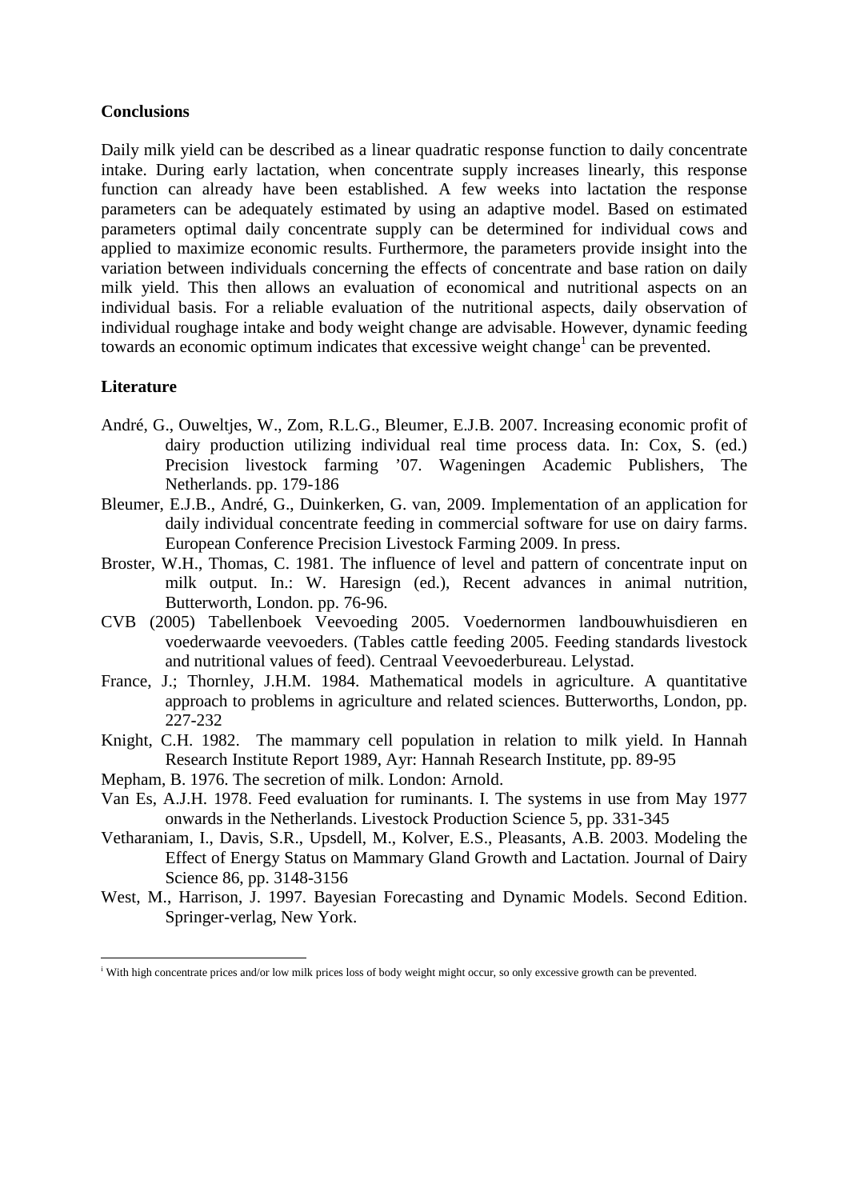**Conclusions**

Daily milk yield can be described as a linear quadratic response function to daily concentrate intake. During early lactation, when concentrate supply increases linearly, this response function can already have been established. A few weeks into lactation the response parameters can be adequately estimated by using an adaptive model. Based on estimated parameters optimal daily concentrate supply can be determined for individual cows and applied to maximize economic results. Furthermore, the parameters provide insight into the variation between individuals concerning the effects of concentrate and base ration on daily milk yield. This then allows an evaluation of economical and nutritional aspects on an individual basis. For a reliable evaluation of the nutritional aspects, daily observation of individual roughage intake and body weight change are advisable. However, dynamic feeding towards an economic optimum indicates that excessive weight change[1] can be prevented.

**Literature**

André, G., Ouweltjes, W., Zom, R.L.G., Bleumer, E.J.B. 2007. Increasing economic profit of dairy production utilizing individual real time process data. In: Cox, S. (ed.) Precision livestock farming '07. Wageningen Academic Publishers, The Netherlands. pp. 179-186

Bleumer, E.J.B., André, G., Duinkerken, G. van, 2009. Implementation of an application for daily individual concentrate feeding in commercial software for use on dairy farms. European Conference Precision Livestock Farming 2009. In press.

Broster, W.H., Thomas, C. 1981. The influence of level and pattern of concentrate input on milk output. In.: W. Haresign (ed.), Recent advances in animal nutrition, Butterworth, London. pp. 76-96.

CVB (2005) Tabellenboek Veevoeding 2005. Voedernormen landbouwhuisdieren en voederwaarde veevoeders. (Tables cattle feeding 2005. Feeding standards livestock and nutritional values of feed). Centraal Veevoederbureau. Lelystad.

France, J.; Thornley, J.H.M. 1984. Mathematical models in agriculture. A quantitative approach to problems in agriculture and related sciences. Butterworths, London, pp. 227-232

Knight, C.H. 1982. The mammary cell population in relation to milk yield. In Hannah Research Institute Report 1989, Ayr: Hannah Research Institute, pp. 89-95

Mepham, B. 1976. The secretion of milk. London: Arnold.

Van Es, A.J.H. 1978. Feed evaluation for ruminants. I. The systems in use from May 1977 onwards in the Netherlands. Livestock Production Science 5, pp. 331-345

Vetharaniam, I., Davis, S.R., Upsdell, M., Kolver, E.S., Pleasants, A.B. 2003. Modeling the Effect of Energy Status on Mammary Gland Growth and Lactation. Journal of Dairy Science 86, pp. 3148-3156

West, M., Harrison, J. 1997. Bayesian Forecasting and Dynamic Models. Second Edition. Springer-verlag, New York.

---

[1] With high concentrate prices and/or low milk prices loss of body weight might occur, so only excessive growth can be prevented.